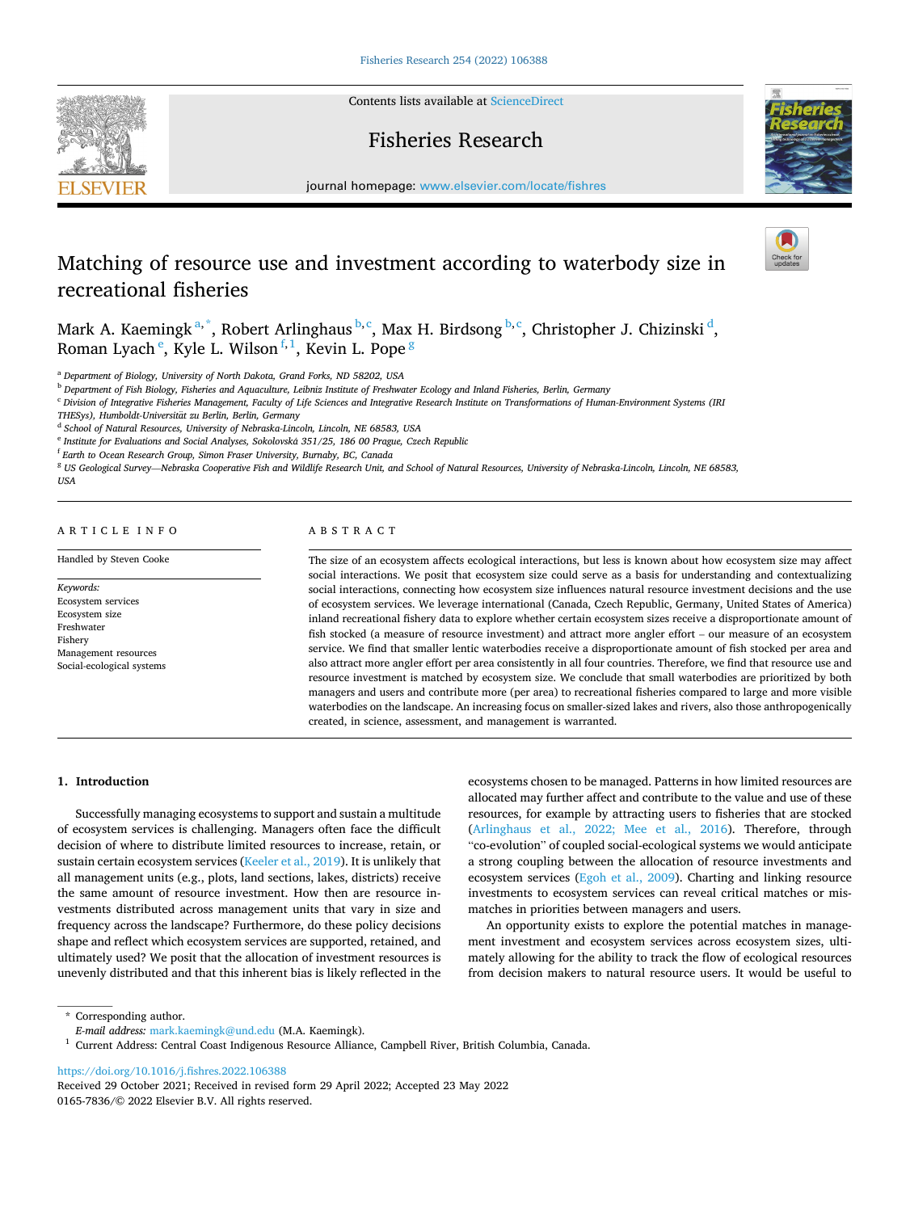# Matching of resource use and investment according to waterbody size in recreational fisheries

Mark A. Kaemingk [a,*], Robert Arlinghaus [b,c], Max H. Birdsong [b,c], Christopher J. Chizinski [d], Roman Lyach [e], Kyle L. Wilson [f,1], Kevin L. Pope [g]

[a] Department of Biology, University of North Dakota, Grand Forks, ND 58202, USA
[b] Department of Fish Biology, Fisheries and Aquaculture, Leibniz Institute of Freshwater Ecology and Inland Fisheries, Berlin, Germany
[c] Division of Integrative Fisheries Management, Faculty of Life Sciences and Integrative Research Institute on Transformations of Human-Environment Systems (IRI THESys), Humboldt-Universität zu Berlin, Berlin, Germany
[d] School of Natural Resources, University of Nebraska-Lincoln, Lincoln, NE 68583, USA
[e] Institute for Evaluations and Social Analyses, Sokolovská 351/25, 186 00 Prague, Czech Republic
[f] Earth to Ocean Research Group, Simon Fraser University, Burnaby, BC, Canada
[g] US Geological Survey—Nebraska Cooperative Fish and Wildlife Research Unit, and School of Natural Resources, University of Nebraska-Lincoln, Lincoln, NE 68583, USA

## ARTICLE INFO

Handled by Steven Cooke

*Keywords:*
Ecosystem services
Ecosystem size
Freshwater
Fishery
Management resources
Social-ecological systems

## ABSTRACT

The size of an ecosystem affects ecological interactions, but less is known about how ecosystem size may affect social interactions. We posit that ecosystem size could serve as a basis for understanding and contextualizing social interactions, connecting how ecosystem size influences natural resource investment decisions and the use of ecosystem services. We leverage international (Canada, Czech Republic, Germany, United States of America) inland recreational fishery data to explore whether certain ecosystem sizes receive a disproportionate amount of fish stocked (a measure of resource investment) and attract more angler effort – our measure of an ecosystem service. We find that smaller lentic waterbodies receive a disproportionate amount of fish stocked per area and also attract more angler effort per area consistently in all four countries. Therefore, we find that resource use and resource investment is matched by ecosystem size. We conclude that small waterbodies are prioritized by both managers and users and contribute more (per area) to recreational fisheries compared to large and more visible waterbodies on the landscape. An increasing focus on smaller-sized lakes and rivers, also those anthropogenically created, in science, assessment, and management is warranted.

## 1. Introduction

Successfully managing ecosystems to support and sustain a multitude of ecosystem services is challenging. Managers often face the difficult decision of where to distribute limited resources to increase, retain, or sustain certain ecosystem services (Keeler et al., 2019). It is unlikely that all management units (e.g., plots, land sections, lakes, districts) receive the same amount of resource investment. How then are resource investments distributed across management units that vary in size and frequency across the landscape? Furthermore, do these policy decisions shape and reflect which ecosystem services are supported, retained, and ultimately used? We posit that the allocation of investment resources is unevenly distributed and that this inherent bias is likely reflected in the ecosystems chosen to be managed. Patterns in how limited resources are allocated may further affect and contribute to the value and use of these resources, for example by attracting users to fisheries that are stocked (Arlinghaus et al., 2022; Mee et al., 2016). Therefore, through "co-evolution" of coupled social-ecological systems we would anticipate a strong coupling between the allocation of resource investments and ecosystem services (Egoh et al., 2009). Charting and linking resource investments to ecosystem services can reveal critical matches or mismatches in priorities between managers and users.

An opportunity exists to explore the potential matches in management investment and ecosystem services across ecosystem sizes, ultimately allowing for the ability to track the flow of ecological resources from decision makers to natural resource users. It would be useful to

* Corresponding author.
*E-mail address:* mark.kaemingk@und.edu (M.A. Kaemingk).
[1] Current Address: Central Coast Indigenous Resource Alliance, Campbell River, British Columbia, Canada.

https://doi.org/10.1016/j.fishres.2022.106388
Received 29 October 2021; Received in revised form 29 April 2022; Accepted 23 May 2022
0165-7836/© 2022 Elsevier B.V. All rights reserved.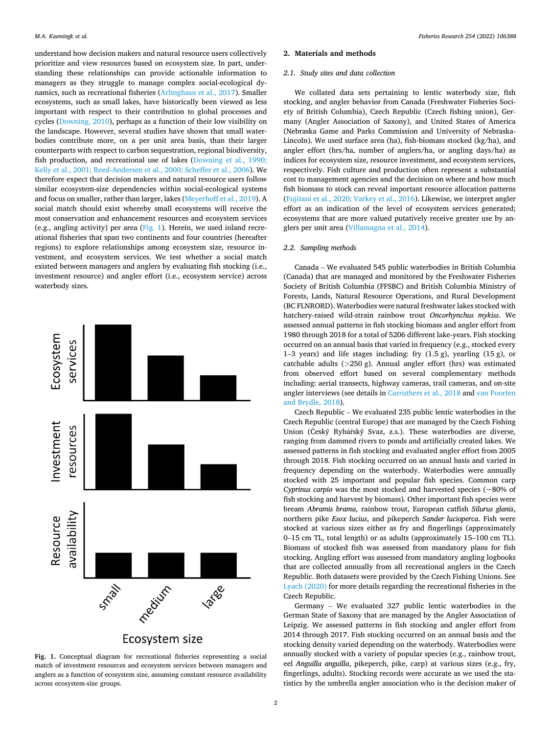understand how decision makers and natural resource users collectively prioritize and view resources based on ecosystem size. In part, understanding these relationships can provide actionable information to managers as they struggle to manage complex social-ecological dynamics, such as recreational fisheries (Arlinghaus et al., 2017). Smaller ecosystems, such as small lakes, have historically been viewed as less important with respect to their contribution to global processes and cycles (Downing, 2010), perhaps as a function of their low visibility on the landscape. However, several studies have shown that small waterbodies contribute more, on a per unit area basis, than their larger counterparts with respect to carbon sequestration, regional biodiversity, fish production, and recreational use of lakes (Downing et al., 1990; Kelly et al., 2001; Reed-Andersen et al., 2000; Scheffer et al., 2006). We therefore expect that decision makers and natural resource users follow similar ecosystem-size dependencies within social-ecological systems and focus on smaller, rather than larger, lakes (Meyerhoff et al., 2019). A social match should exist whereby small ecosystems will receive the most conservation and enhancement resources and ecosystem services (e.g., angling activity) per area (Fig. 1). Herein, we used inland recreational fisheries that span two continents and four countries (hereafter regions) to explore relationships among ecosystem size, resource investment, and ecosystem services. We test whether a social match existed between managers and anglers by evaluating fish stocking (i.e., investment resource) and angler effort (i.e., ecosystem service) across waterbody sizes.

**Fig. 1.** Conceptual diagram for recreational fisheries representing a social match of investment resources and ecosystem services between managers and anglers as a function of ecosystem size, assuming constant resource availability across ecosystem-size groups.

## 2. Materials and methods

### 2.1. Study sites and data collection

We collated data sets pertaining to lentic waterbody size, fish stocking, and angler behavior from Canada (Freshwater Fisheries Society of British Columbia), Czech Republic (Czech fishing union), Germany (Angler Association of Saxony), and United States of America (Nebraska Game and Parks Commission and University of Nebraska-Lincoln). We used surface area (ha), fish-biomass stocked (kg/ha), and angler effort (hrs/ha, number of anglers/ha, or angling days/ha) as indices for ecosystem size, resource investment, and ecosystem services, respectively. Fish culture and production often represent a substantial cost to management agencies and the decision on where and how much fish biomass to stock can reveal important resource allocation patterns (Fujitani et al., 2020; Varkey et al., 2016). Likewise, we interpret angler effort as an indication of the level of ecosystem services generated; ecosystems that are more valued putatively receive greater use by anglers per unit area (Villamagna et al., 2014).

### 2.2. Sampling methods

Canada – We evaluated 545 public waterbodies in British Columbia (Canada) that are managed and monitored by the Freshwater Fisheries Society of British Columbia (FFSBC) and British Columbia Ministry of Forests, Lands, Natural Resource Operations, and Rural Development (BC FLNRORD). Waterbodies were natural freshwater lakes stocked with hatchery-raised wild-strain rainbow trout *Oncorhynchus mykiss*. We assessed annual patterns in fish stocking biomass and angler effort from 1980 through 2018 for a total of 5206 different lake-years. Fish stocking occurred on an annual basis that varied in frequency (e.g., stocked every 1–3 years) and life stages including: fry (1.5 g), yearling (15 g), or catchable adults (>250 g). Annual angler effort (hrs) was estimated from observed effort based on several complementary methods including: aerial transects, highway cameras, trail cameras, and on-site angler interviews (see details in Carruthers et al., 2018 and van Poorten and Brydle, 2018).

Czech Republic – We evaluated 235 public lentic waterbodies in the Czech Republic (central Europe) that are managed by the Czech Fishing Union (Český Rybářský Svaz, z.s.). These waterbodies are diverse, ranging from dammed rivers to ponds and artificially created lakes. We assessed patterns in fish stocking and evaluated angler effort from 2005 through 2018. Fish stocking occurred on an annual basis and varied in frequency depending on the waterbody. Waterbodies were annually stocked with 25 important and popular fish species. Common carp *Cyprinus carpio* was the most stocked and harvested species (~80% of fish stocking and harvest by biomass). Other important fish species were bream *Abramis brama*, rainbow trout, European catfish *Silurus glanis*, northern pike *Esox lucius*, and pikeperch *Sander lucioperca*. Fish were stocked at various sizes either as fry and fingerlings (approximately 0–15 cm TL, total length) or as adults (approximately 15–100 cm TL). Biomass of stocked fish was assessed from mandatory plans for fish stocking. Angling effort was assessed from mandatory angling logbooks that are collected annually from all recreational anglers in the Czech Republic. Both datasets were provided by the Czech Fishing Unions. See Lyach (2020) for more details regarding the recreational fisheries in the Czech Republic.

Germany – We evaluated 327 public lentic waterbodies in the German State of Saxony that are managed by the Angler Association of Leipzig. We assessed patterns in fish stocking and angler effort from 2014 through 2017. Fish stocking occurred on an annual basis and the stocking density varied depending on the waterbody. Waterbodies were annually stocked with a variety of popular species (e.g., rainbow trout, eel *Anguilla anguilla*, pikeperch, pike, carp) at various sizes (e.g., fry, fingerlings, adults). Stocking records were accurate as we used the statistics by the umbrella angler association who is the decision maker of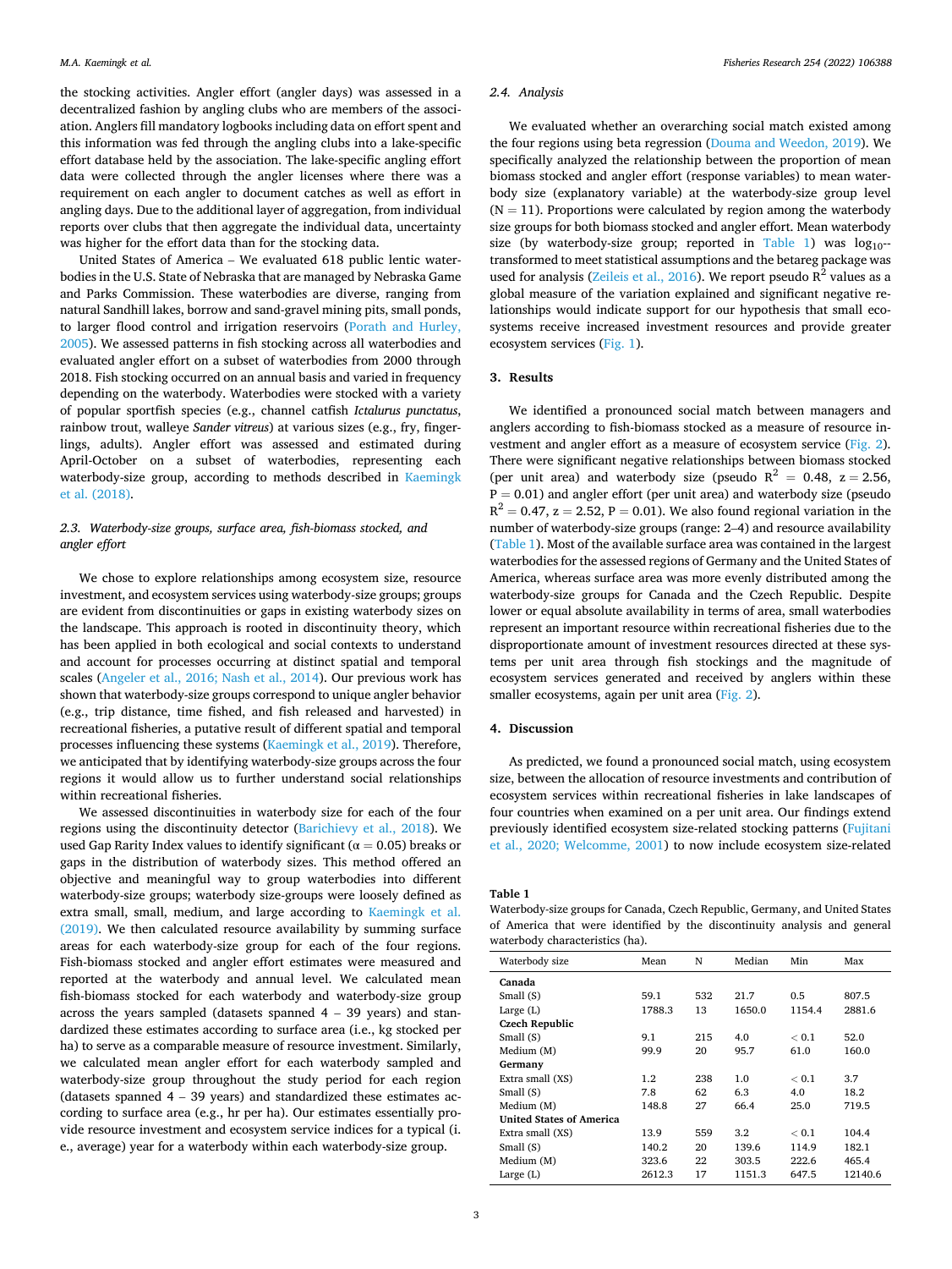the stocking activities. Angler effort (angler days) was assessed in a decentralized fashion by angling clubs who are members of the association. Anglers fill mandatory logbooks including data on effort spent and this information was fed through the angling clubs into a lake-specific effort database held by the association. The lake-specific angling effort data were collected through the angler licenses where there was a requirement on each angler to document catches as well as effort in angling days. Due to the additional layer of aggregation, from individual reports over clubs that then aggregate the individual data, uncertainty was higher for the effort data than for the stocking data.

United States of America – We evaluated 618 public lentic waterbodies in the U.S. State of Nebraska that are managed by Nebraska Game and Parks Commission. These waterbodies are diverse, ranging from natural Sandhill lakes, borrow and sand-gravel mining pits, small ponds, to larger flood control and irrigation reservoirs (Porath and Hurley, 2005). We assessed patterns in fish stocking across all waterbodies and evaluated angler effort on a subset of waterbodies from 2000 through 2018. Fish stocking occurred on an annual basis and varied in frequency depending on the waterbody. Waterbodies were stocked with a variety of popular sportfish species (e.g., channel catfish *Ictalurus punctatus*, rainbow trout, walleye *Sander vitreus*) at various sizes (e.g., fry, fingerlings, adults). Angler effort was assessed and estimated during April-October on a subset of waterbodies, representing each waterbody-size group, according to methods described in Kaemingk et al. (2018).

### 2.3. Waterbody-size groups, surface area, fish-biomass stocked, and angler effort

We chose to explore relationships among ecosystem size, resource investment, and ecosystem services using waterbody-size groups; groups are evident from discontinuities or gaps in existing waterbody sizes on the landscape. This approach is rooted in discontinuity theory, which has been applied in both ecological and social contexts to understand and account for processes occurring at distinct spatial and temporal scales (Angeler et al., 2016; Nash et al., 2014). Our previous work has shown that waterbody-size groups correspond to unique angler behavior (e.g., trip distance, time fished, and fish released and harvested) in recreational fisheries, a putative result of different spatial and temporal processes influencing these systems (Kaemingk et al., 2019). Therefore, we anticipated that by identifying waterbody-size groups across the four regions it would allow us to further understand social relationships within recreational fisheries.

We assessed discontinuities in waterbody size for each of the four regions using the discontinuity detector (Barichievy et al., 2018). We used Gap Rarity Index values to identify significant ($\alpha = 0.05$) breaks or gaps in the distribution of waterbody sizes. This method offered an objective and meaningful way to group waterbodies into different waterbody-size groups; waterbody size-groups were loosely defined as extra small, small, medium, and large according to Kaemingk et al. (2019). We then calculated resource availability by summing surface areas for each waterbody-size group for each of the four regions. Fish-biomass stocked and angler effort estimates were measured and reported at the waterbody and annual level. We calculated mean fish-biomass stocked for each waterbody and waterbody-size group across the years sampled (datasets spanned 4 – 39 years) and standardized these estimates according to surface area (i.e., kg stocked per ha) to serve as a comparable measure of resource investment. Similarly, we calculated mean angler effort for each waterbody sampled and waterbody-size group throughout the study period for each region (datasets spanned 4 – 39 years) and standardized these estimates according to surface area (e.g., hr per ha). Our estimates essentially provide resource investment and ecosystem service indices for a typical (i.e., average) year for a waterbody within each waterbody-size group.

### 2.4. Analysis

We evaluated whether an overarching social match existed among the four regions using beta regression (Douma and Weedon, 2019). We specifically analyzed the relationship between the proportion of mean biomass stocked and angler effort (response variables) to mean waterbody size (explanatory variable) at the waterbody-size group level (N = 11). Proportions were calculated by region among the waterbody size groups for both biomass stocked and angler effort. Mean waterbody size (by waterbody-size group; reported in Table 1) was $\log_{10}$-transformed to meet statistical assumptions and the betareg package was used for analysis (Zeileis et al., 2016). We report pseudo $R^2$ values as a global measure of the variation explained and significant negative relationships would indicate support for our hypothesis that small ecosystems receive increased investment resources and provide greater ecosystem services (Fig. 1).

## 3. Results

We identified a pronounced social match between managers and anglers according to fish-biomass stocked as a measure of resource investment and angler effort as a measure of ecosystem service (Fig. 2). There were significant negative relationships between biomass stocked (per unit area) and waterbody size (pseudo $R^2 = 0.48$, $z = 2.56$, $P = 0.01$) and angler effort (per unit area) and waterbody size (pseudo $R^2 = 0.47$, $z = 2.52$, $P = 0.01$). We also found regional variation in the number of waterbody-size groups (range: 2–4) and resource availability (Table 1). Most of the available surface area was contained in the largest waterbodies for the assessed regions of Germany and the United States of America, whereas surface area was more evenly distributed among the waterbody-size groups for Canada and the Czech Republic. Despite lower or equal absolute availability in terms of area, small waterbodies represent an important resource within recreational fisheries due to the disproportionate amount of investment resources directed at these systems per unit area through fish stockings and the magnitude of ecosystem services generated and received by anglers within these smaller ecosystems, again per unit area (Fig. 2).

## 4. Discussion

As predicted, we found a pronounced social match, using ecosystem size, between the allocation of resource investments and contribution of ecosystem services within recreational fisheries in lake landscapes of four countries when examined on a per unit area. Our findings extend previously identified ecosystem size-related stocking patterns (Fujitani et al., 2020; Welcomme, 2001) to now include ecosystem size-related

**Table 1**
Waterbody-size groups for Canada, Czech Republic, Germany, and United States of America that were identified by the discontinuity analysis and general waterbody characteristics (ha).

| Waterbody size | Mean | N | Median | Min | Max |
|---|---|---|---|---|---|
| **Canada** | | | | | |
| Small (S) | 59.1 | 532 | 21.7 | 0.5 | 807.5 |
| Large (L) | 1788.3 | 13 | 1650.0 | 1154.4 | 2881.6 |
| **Czech Republic** | | | | | |
| Small (S) | 9.1 | 215 | 4.0 | < 0.1 | 52.0 |
| Medium (M) | 99.9 | 20 | 95.7 | 61.0 | 160.0 |
| **Germany** | | | | | |
| Extra small (XS) | 1.2 | 238 | 1.0 | < 0.1 | 3.7 |
| Small (S) | 7.8 | 62 | 6.3 | 4.0 | 18.2 |
| Medium (M) | 148.8 | 27 | 66.4 | 25.0 | 719.5 |
| **United States of America** | | | | | |
| Extra small (XS) | 13.9 | 559 | 3.2 | < 0.1 | 104.4 |
| Small (S) | 140.2 | 20 | 139.6 | 114.9 | 182.1 |
| Medium (M) | 323.6 | 22 | 303.5 | 222.6 | 465.4 |
| Large (L) | 2612.3 | 17 | 1151.3 | 647.5 | 12140.6 |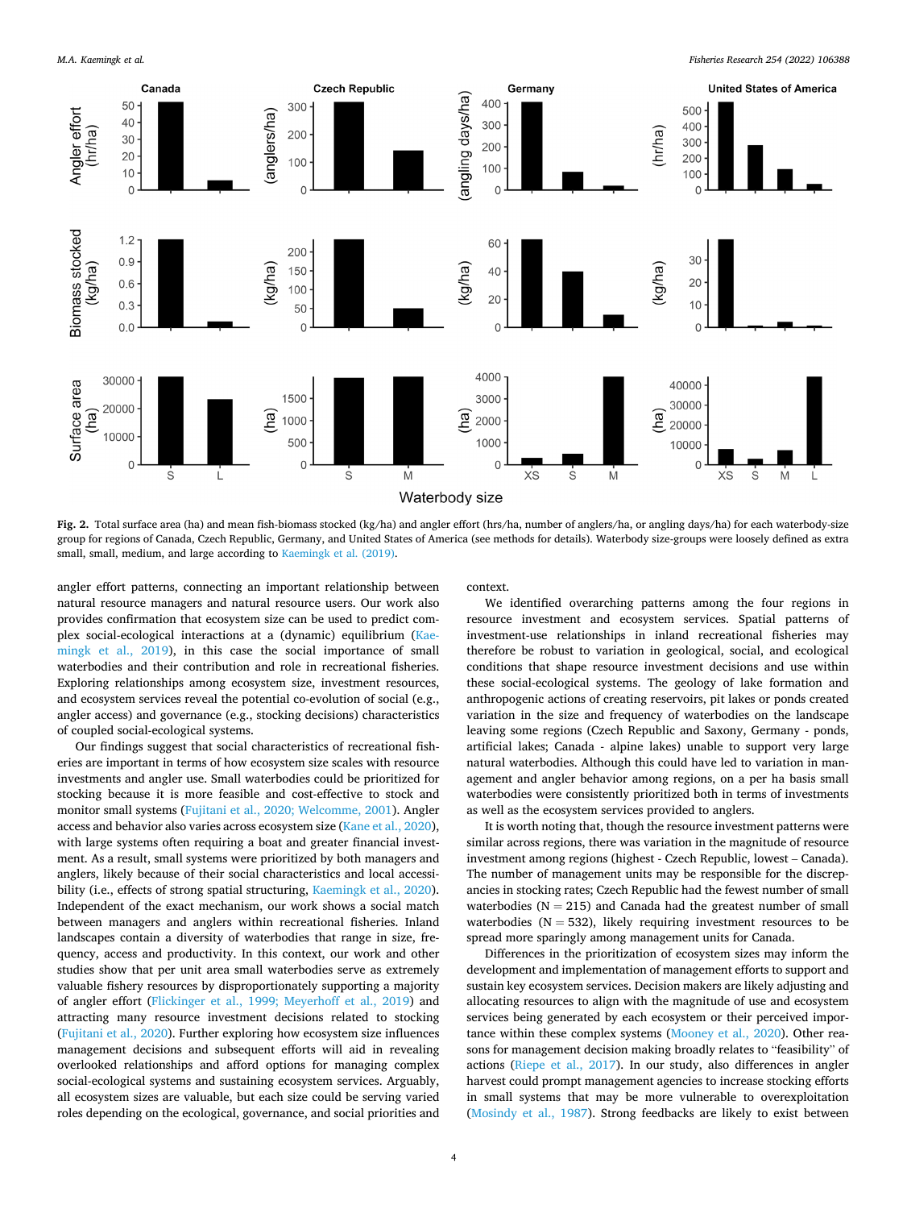**Fig. 2.** Total surface area (ha) and mean fish-biomass stocked (kg/ha) and angler effort (hrs/ha, number of anglers/ha, or angling days/ha) for each waterbody-size group for regions of Canada, Czech Republic, Germany, and United States of America (see methods for details). Waterbody size-groups were loosely defined as extra small, small, medium, and large according to Kaemingk et al. (2019).

angler effort patterns, connecting an important relationship between natural resource managers and natural resource users. Our work also provides confirmation that ecosystem size can be used to predict complex social-ecological interactions at a (dynamic) equilibrium (Kaemingk et al., 2019), in this case the social importance of small waterbodies and their contribution and role in recreational fisheries. Exploring relationships among ecosystem size, investment resources, and ecosystem services reveal the potential co-evolution of social (e.g., angler access) and governance (e.g., stocking decisions) characteristics of coupled social-ecological systems.

Our findings suggest that social characteristics of recreational fisheries are important in terms of how ecosystem size scales with resource investments and angler use. Small waterbodies could be prioritized for stocking because it is more feasible and cost-effective to stock and monitor small systems (Fujitani et al., 2020; Welcomme, 2001). Angler access and behavior also varies across ecosystem size (Kane et al., 2020), with large systems often requiring a boat and greater financial investment. As a result, small systems were prioritized by both managers and anglers, likely because of their social characteristics and local accessibility (i.e., effects of strong spatial structuring, Kaemingk et al., 2020). Independent of the exact mechanism, our work shows a social match between managers and anglers within recreational fisheries. Inland landscapes contain a diversity of waterbodies that range in size, frequency, access and productivity. In this context, our work and other studies show that per unit area small waterbodies serve as extremely valuable fishery resources by disproportionately supporting a majority of angler effort (Flickinger et al., 1999; Meyerhoff et al., 2019) and attracting many resource investment decisions related to stocking (Fujitani et al., 2020). Further exploring how ecosystem size influences management decisions and subsequent efforts will aid in revealing overlooked relationships and afford options for managing complex social-ecological systems and sustaining ecosystem services. Arguebly, all ecosystem sizes are valuable, but each size could be serving varied roles depending on the ecological, governance, and social priorities and context.

We identified overarching patterns among the four regions in resource investment and ecosystem services. Spatial patterns of investment-use relationships in inland recreational fisheries may therefore be robust to variation in geological, social, and ecological conditions that shape resource investment decisions and use within these social-ecological systems. The geology of lake formation and anthropogenic actions of creating reservoirs, pit lakes or ponds created variation in the size and frequency of waterbodies on the landscape leaving some regions (Czech Republic and Saxony, Germany - ponds, artificial lakes; Canada - alpine lakes) unable to support very large natural waterbodies. Although this could have led to variation in management and angler behavior among regions, on a per ha basis small waterbodies were consistently prioritized both in terms of investments as well as the ecosystem services provided to anglers.

It is worth noting that, though the resource investment patterns were similar across regions, there was variation in the magnitude of resource investment among regions (highest - Czech Republic, lowest – Canada). The number of management units may be responsible for the discrepancies in stocking rates; Czech Republic had the fewest number of small waterbodies (N = 215) and Canada had the greatest number of small waterbodies (N = 532), likely requiring investment resources to be spread more sparingly among management units for Canada.

Differences in the prioritization of ecosystem sizes may inform the development and implementation of management efforts to support and sustain key ecosystem services. Decision makers are likely adjusting and allocating resources to align with the magnitude of use and ecosystem services being generated by each ecosystem or their perceived importance within these complex systems (Mooney et al., 2020). Other reasons for management decision making broadly relates to "feasibility" of actions (Riepe et al., 2017). In our study, also differences in angler harvest could prompt management agencies to increase stocking efforts in small systems that may be more vulnerable to overexploitation (Mosindy et al., 1987). Strong feedbacks are likely to exist between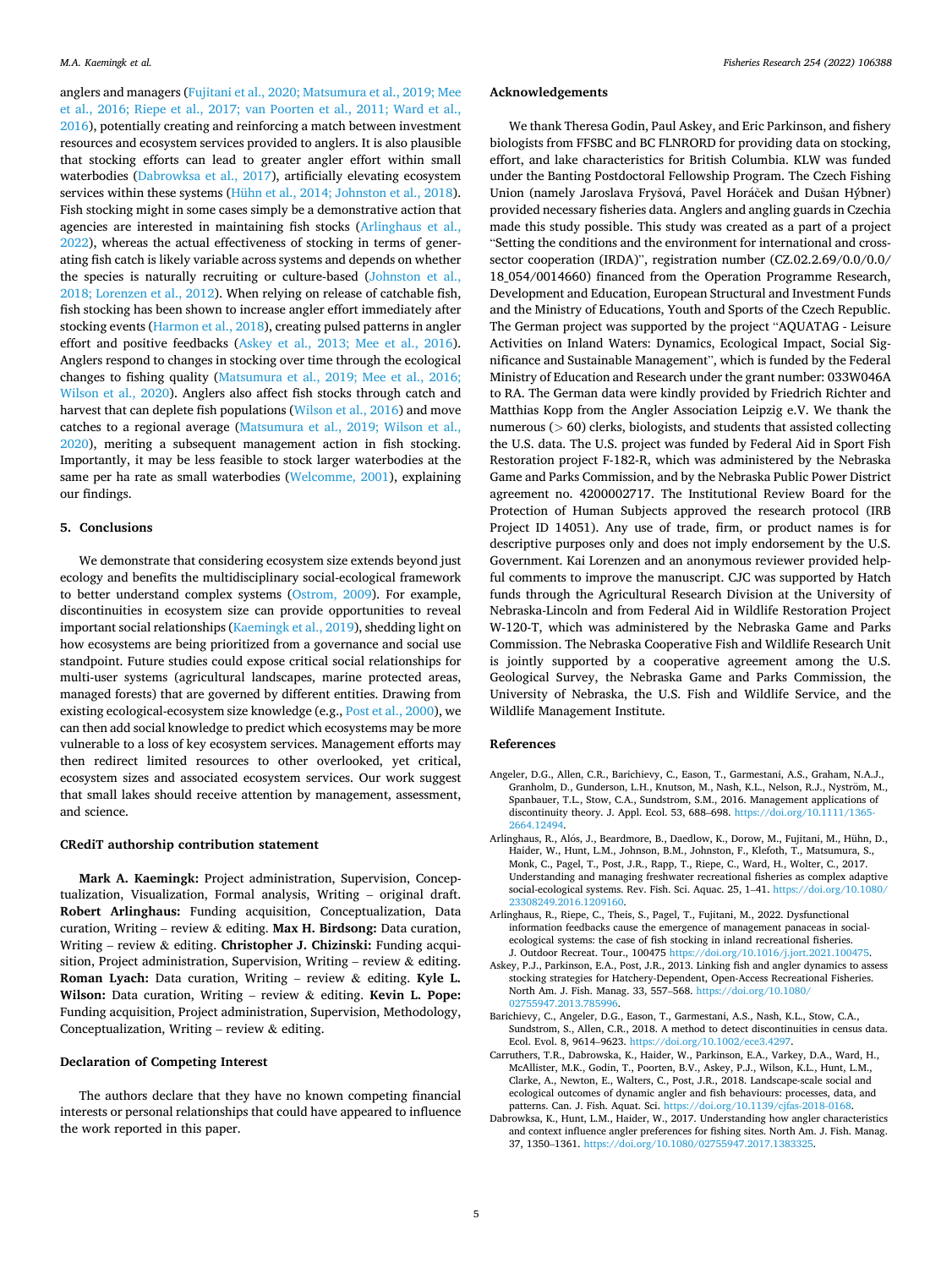anglers and managers (Fujitani et al., 2020; Matsumura et al., 2019; Mee et al., 2016; Riepe et al., 2017; van Poorten et al., 2011; Ward et al., 2016), potentially creating and reinforcing a match between investment resources and ecosystem services provided to anglers. It is also plausible that stocking efforts can lead to greater angler effort within small waterbodies (Dabrowksa et al., 2017), artificially elevating ecosystem services within these systems (Hühn et al., 2014; Johnston et al., 2018). Fish stocking might in some cases simply be a demonstrative action that agencies are interested in maintaining fish stocks (Arlinghaus et al., 2022), whereas the actual effectiveness of stocking in terms of generating fish catch is likely variable across systems and depends on whether the species is naturally recruiting or culture-based (Johnston et al., 2018; Lorenzen et al., 2012). When relying on release of catchable fish, fish stocking has been shown to increase angler effort immediately after stocking events (Harmon et al., 2018), creating pulsed patterns in angler effort and positive feedbacks (Askey et al., 2013; Mee et al., 2016). Anglers respond to changes in stocking over time through the ecological changes to fishing quality (Matsumura et al., 2019; Mee et al., 2016; Wilson et al., 2020). Anglers also affect fish stocks through catch and harvest that can deplete fish populations (Wilson et al., 2016) and move catches to a regional average (Matsumura et al., 2019; Wilson et al., 2020), meriting a subsequent management action in fish stocking. Importantly, it may be less feasible to stock larger waterbodies at the same per ha rate as small waterbodies (Welcomme, 2001), explaining our findings.

## 5. Conclusions

We demonstrate that considering ecosystem size extends beyond just ecology and benefits the multidisciplinary social-ecological framework to better understand complex systems (Ostrom, 2009). For example, discontinuities in ecosystem size can provide opportunities to reveal important social relationships (Kaemingk et al., 2019), shedding light on how ecosystems are being prioritized from a governance and social use standpoint. Future studies could expose critical social relationships for multi-user systems (agricultural landscapes, marine protected areas, managed forests) that are governed by different entities. Drawing from existing ecological-ecosystem size knowledge (e.g., Post et al., 2000), we can then add social knowledge to predict which ecosystems may be more vulnerable to a loss of key ecosystem services. Management efforts may then redirect limited resources to other overlooked, yet critical, ecosystem sizes and associated ecosystem services. Our work suggest that small lakes should receive attention by management, assessment, and science.

## CRediT authorship contribution statement

**Mark A. Kaemingk:** Project administration, Supervision, Conceptualization, Visualization, Formal analysis, Writing – original draft. **Robert Arlinghaus:** Funding acquisition, Conceptualization, Data curation, Writing – review & editing. **Max H. Birdsong:** Data curation, Writing – review & editing. **Christopher J. Chizinski:** Funding acquisition, Project administration, Supervision, Writing – review & editing. **Roman Lyach:** Data curation, Writing – review & editing. **Kyle L. Wilson:** Data curation, Writing – review & editing. **Kevin L. Pope:** Funding acquisition, Project administration, Supervision, Methodology, Conceptualization, Writing – review & editing.

## Declaration of Competing Interest

The authors declare that they have no known competing financial interests or personal relationships that could have appeared to influence the work reported in this paper.

## Acknowledgements

We thank Theresa Godin, Paul Askey, and Eric Parkinson, and fishery biologists from FFSBC and BC FLNRORD for providing data on stocking, effort, and lake characteristics for British Columbia. KLW was funded under the Banting Postdoctoral Fellowship Program. The Czech Fishing Union (namely Jaroslava Fryšová, Pavel Horáček and Dušan Hýbner) provided necessary fisheries data. Anglers and angling guards in Czechia made this study possible. This study was created as a part of a project "Setting the conditions and the environment for international and cross-sector cooperation (IRDA)", registration number (CZ.02.2.69/0.0/0.0/18_054/0014660) financed from the Operation Programme Research, Development and Education, European Structural and Investment Funds and the Ministry of Educations, Youth and Sports of the Czech Republic. The German project was supported by the project "AQUATAG - Leisure Activities on Inland Waters: Dynamics, Ecological Impact, Social Significance and Sustainable Management", which is funded by the Federal Ministry of Education and Research under the grant number: 033W046A to RA. The German data were kindly provided by Friedrich Richter and Matthias Kopp from the Angler Association Leipzig e.V. We thank the numerous (> 60) clerks, biologists, and students that assisted collecting the U.S. data. The U.S. project was funded by Federal Aid in Sport Fish Restoration project F-182-R, which was administered by the Nebraska Game and Parks Commission, and by the Nebraska Public Power District agreement no. 4200002717. The Institutional Review Board for the Protection of Human Subjects approved the research protocol (IRB Project ID 14051). Any use of trade, firm, or product names is for descriptive purposes only and does not imply endorsement by the U.S. Government. Kai Lorenzen and an anonymous reviewer provided helpful comments to improve the manuscript. CJC was supported by Hatch funds through the Agricultural Research Division at the University of Nebraska-Lincoln and from Federal Aid in Wildlife Restoration Project W-120-T, which was administered by the Nebraska Game and Parks Commission. The Nebraska Cooperative Fish and Wildlife Research Unit is jointly supported by a cooperative agreement among the U.S. Geological Survey, the Nebraska Game and Parks Commission, the University of Nebraska, the U.S. Fish and Wildlife Service, and the Wildlife Management Institute.

## References

Angeler, D.G., Allen, C.R., Barichievy, C., Eason, T., Garmestani, A.S., Graham, N.A.J., Granholm, D., Gunderson, L.H., Knutson, M., Nash, K.L., Nelson, R.J., Nyström, M., Spanbauer, T.L., Stow, C.A., Sundstrom, S.M., 2016. Management applications of discontinuity theory. J. Appl. Ecol. 53, 688–698. https://doi.org/10.1111/1365-2664.12494.

Arlinghaus, R., Alós, J., Beardmore, B., Daedlow, K., Dorow, M., Fujitani, M., Hühn, D., Haider, W., Hunt, L.M., Johnson, B.M., Johnston, F., Klefoth, T., Matsumura, S., Monk, C., Pagel, T., Post, J.R., Rapp, T., Riepe, C., Ward, H., Wolter, C., 2017. Understanding and managing freshwater recreational fisheries as complex adaptive social-ecological systems. Rev. Fish. Sci. Aquac. 25, 1–41. https://doi.org/10.1080/23308249.2016.1209160.

Arlinghaus, R., Riepe, C., Theis, S., Pagel, T., Fujitani, M., 2022. Dysfunctional information feedbacks cause the emergence of management panaceas in social-ecological systems: the case of fish stocking in inland recreational fisheries. J. Outdoor Recreat. Tour., 100475 https://doi.org/10.1016/j.jort.2021.100475.

Askey, P.J., Parkinson, E.A., Post, J.R., 2013. Linking fish and angler dynamics to assess stocking strategies for Hatchery-Dependent, Open-Access Recreational Fisheries. North Am. J. Fish. Manag. 33, 557–568. https://doi.org/10.1080/02755947.2013.785996.

Barichievy, C., Angeler, D.G., Eason, T., Garmestani, A.S., Nash, K.L., Stow, C.A., Sundstrom, S., Allen, C.R., 2018. A method to detect discontinuities in census data. Ecol. Evol. 8, 9614–9623. https://doi.org/10.1002/ece3.4297.

Carruthers, T.R., Dabrowska, K., Haider, W., Parkinson, E.A., Varkey, D.A., Ward, H., McAllister, M.K., Godin, T., Poorten, B.V., Askey, P.J., Wilson, K.L., Hunt, L.M., Clarke, A., Newton, E., Walters, C., Post, J.R., 2018. Landscape-scale social and ecological outcomes of dynamic angler and fish behaviours: processes, data, and patterns. Can. J. Fish. Aquat. Sci. https://doi.org/10.1139/cjfas-2018-0168.

Dabrowksa, K., Hunt, L.M., Haider, W., 2017. Understanding how angler characteristics and context influence angler preferences for fishing sites. North Am. J. Fish. Manag. 37, 1350–1361. https://doi.org/10.1080/02755947.2017.1383325.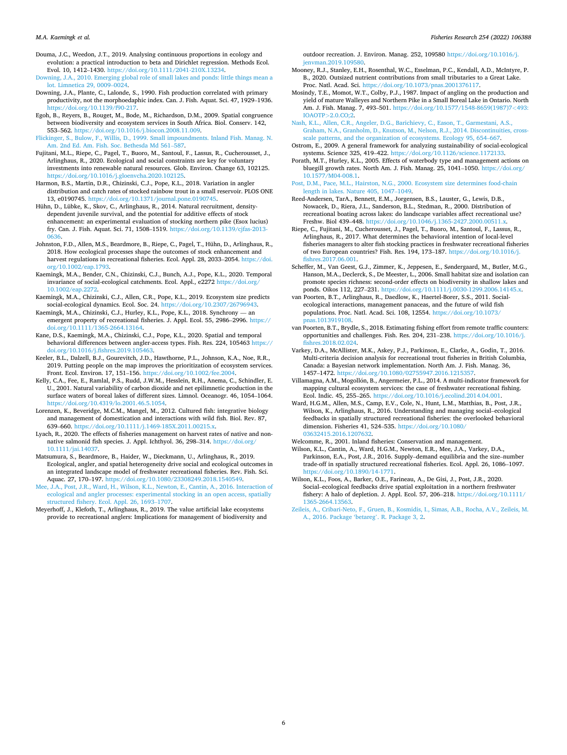Douma, J.C., Weedon, J.T., 2019. Analysing continuous proportions in ecology and evolution: a practical introduction to beta and Dirichlet regression. Methods Ecol. Evol. 10, 1412–1430. https://doi.org/10.1111/2041-210X.13234.

Downing, J.A., 2010. Emerging global role of small lakes and ponds: little things mean a lot. Limnetica 29, 0009–0024.

Downing, J.A., Plante, C., Lalonde, S., 1990. Fish production correlated with primary productivity, not the morphoedaphic index. Can. J. Fish. Aquat. Sci. 47, 1929–1936. https://doi.org/10.1139/f90-217.

Egoh, B., Reyers, B., Rouget, M., Bode, M., Richardson, D.M., 2009. Spatial congruence between biodiversity and ecosystem services in South Africa. Biol. Conserv. 142, 553–562. https://doi.org/10.1016/j.biocon.2008.11.009.

Flickinger, S., Bulow, F., Willis, D., 1999. Small impoundments. Inland Fish. Manag. N. Am. 2nd Ed. Am. Fish. Soc. Bethesda Md 561–587.

Fujitani, M.L., Riepe, C., Pagel, T., Buoro, M., Santoul, F., Lassus, R., Cucherousset, J., Arlinghaus, R., 2020. Ecological and social constraints are key for voluntary investments into renewable natural resources. Glob. Environ. Change 63, 102125. https://doi.org/10.1016/j.gloenvcha.2020.102125.

Harmon, B.S., Martin, D.R., Chizinski, C.J., Pope, K.L., 2018. Variation in angler distribution and catch rates of stocked rainbow trout in a small reservoir. PLOS ONE 13, e0190745. https://doi.org/10.1371/journal.pone.0190745.

Hühn, D., Lübke, K., Skov, C., Arlinghaus, R., 2014. Natural recruitment, density-dependent juvenile survival, and the potential for additive effects of stock enhancement: an experimental evaluation of stocking northern pike (Esox lucius) fry. Can. J. Fish. Aquat. Sci. 71, 1508–1519. https://doi.org/10.1139/cjfas-2013-0636.

Johnston, F.D., Allen, M.S., Beardmore, B., Riepe, C., Pagel, T., Hühn, D., Arlinghaus, R., 2018. How ecological processes shape the outcomes of stock enhancement and harvest regulations in recreational fisheries. Ecol. Appl. 28, 2033–2054. https://doi.org/10.1002/eap.1793.

Kaemingk, M.A., Bender, C.N., Chizinski, C.J., Bunch, A.J., Pope, K.L., 2020. Temporal invariance of social-ecological catchments. Ecol. Appl., e2272 https://doi.org/10.1002/eap.2272.

Kaemingk, M.A., Chizinski, C.J., Allen, C.R., Pope, K.L., 2019. Ecosystem size predicts social-ecological dynamics. Ecol. Soc. 24. https://doi.org/10.2307/26796943.

Kaemingk, M.A., Chizinski, C.J., Hurley, K.L., Pope, K.L., 2018. Synchrony — an emergent property of recreational fisheries. J. Appl. Ecol. 55, 2986–2996. https://doi.org/10.1111/1365-2664.13164.

Kane, D.S., Kaemingk, M.A., Chizinski, C.J., Pope, K.L., 2020. Spatial and temporal behavioral differences between angler-access types. Fish. Res. 224, 105463 https://doi.org/10.1016/j.fishres.2019.105463.

Keeler, B.L., Dalzell, B.J., Gourevitch, J.D., Hawthorne, P.L., Johnson, K.A., Noe, R.R., 2019. Putting people on the map improves the prioritization of ecosystem services. Front. Ecol. Environ. 17, 151–156. https://doi.org/10.1002/fee.2004.

Kelly, C.A., Fee, E., Ramlal, P.S., Rudd, J.W.M., Hesslein, R.H., Anema, C., Schindler, E. U., 2001. Natural variability of carbon dioxide and net epilimnetic production in the surface waters of boreal lakes of different sizes. Limnol. Oceanogr. 46, 1054–1064. https://doi.org/10.4319/lo.2001.46.5.1054.

Lorenzen, K., Beveridge, M.C.M., Mangel, M., 2012. Cultured fish: integrative biology and management of domestication and interactions with wild fish. Biol. Rev. 87, 639–660. https://doi.org/10.1111/j.1469-185X.2011.00215.x.

Lyach, R., 2020. The effects of fisheries management on harvest rates of native and non-native salmonid fish species. J. Appl. Ichthyol. 36, 298–314. https://doi.org/10.1111/jai.14037.

Matsumura, S., Beardmore, B., Haider, W., Dieckmann, U., Arlinghaus, R., 2019. Ecological, angler, and spatial heterogeneity drive social and ecological outcomes in an integrated landscape model of freshwater recreational fisheries. Rev. Fish. Sci. Aquac. 27, 170–197. https://doi.org/10.1080/23308249.2018.1540549.

Mee, J.A., Post, J.R., Ward, H., Wilson, K.L., Newton, E., Cantin, A., 2016. Interaction of ecological and angler processes: experimental stocking in an open access, spatially structured fishery. Ecol. Appl. 26, 1693–1707.

Meyerhoff, J., Klefoth, T., Arlinghaus, R., 2019. The value artificial lake ecosystems provide to recreational anglers: Implications for management of biodiversity and outdoor recreation. J. Environ. Manag. 252, 109580 https://doi.org/10.1016/j.jenvman.2019.109580.

Mooney, R.J., Stanley, E.H., Rosenthal, W.C., Esselman, P.C., Kendall, A.D., McIntyre, P. B., 2020. Outsized nutrient contributions from small tributaries to a Great Lake. Proc. Natl. Acad. Sci. https://doi.org/10.1073/pnas.2001376117.

Mosindy, T.E., Momot, W.T., Colby, P.J., 1987. Impact of angling on the production and yield of mature Walleyes and Northern Pike in a Small Boreal Lake in Ontario. North Am. J. Fish. Manag. 7, 493–501. https://doi.org/10.1577/1548-8659(1987)7<493:IOAOTP>2.0.CO;2.

Nash, K.L., Allen, C.R., Angeler, D.G., Barichievy, C., Eason, T., Garmestani, A.S., Graham, N.A., Granholm, D., Knutson, M., Nelson, R.J., 2014. Discontinuities, cross-scale patterns, and the organization of ecosystems. Ecology 95, 654–667.

Ostrom, E., 2009. A general framework for analyzing sustainability of social-ecological systems. Science 325, 419–422. https://doi.org/10.1126/science.1172133.

Porath, M.T., Hurley, K.L., 2005. Effects of waterbody type and management actions on bluegill growth rates. North Am. J. Fish. Manag. 25, 1041–1050. https://doi.org/10.1577/M04-008.1.

Post, D.M., Pace, M.L., Hairston, N.G., 2000. Ecosystem size determines food-chain length in lakes. Nature 405, 1047–1049.

Reed-Andersen, TarA., Bennett, E.M., Jorgensen, B.S., Lauster, G., Lewis, D.B., Nowacek, D., Riera, J.L., Sanderson, B.L., Stedman, R., 2000. Distribution of recreational boating across lakes: do landscape variables affect recreational use? Freshw. Biol 439–448. https://doi.org/10.1046/j.1365-2427.2000.00511.x.

Riepe, C., Fujitani, M., Cucherousset, J., Pagel, T., Buoro, M., Santoul, F., Lassus, R., Arlinghaus, R., 2017. What determines the behavioral intention of local-level fisheries managers to alter fish stocking practices in freshwater recreational fisheries of two European countries? Fish. Res. 194, 173–187. https://doi.org/10.1016/j.fishres.2017.06.001.

Scheffer, M., Van Geest, G.J., Zimmer, K., Jeppesen, E., Søndergaard, M., Butler, M.G., Hanson, M.A., Declerck, S., De Meester, L., 2006. Small habitat size and isolation can promote species richness: second-order effects on biodiversity in shallow lakes and ponds. Oikos 112, 227–231. https://doi.org/10.1111/j.0030-1299.2006.14145.x.

van Poorten, B.T., Arlinghaus, R., Daedlow, K., Haertel-Borer, S.S., 2011. Social-ecological interactions, management panaceas, and the future of wild fish populations. Proc. Natl. Acad. Sci. 108, 12554. https://doi.org/10.1073/pnas.1013919108.

van Poorten, B.T., Brydle, S., 2018. Estimating fishing effort from remote traffic counters: opportunities and challenges. Fish. Res. 204, 231–238. https://doi.org/10.1016/j.fishres.2018.02.024.

Varkey, D.A., McAllister, M.K., Askey, P.J., Parkinson, E., Clarke, A., Godin, T., 2016. Multi-criteria decision analysis for recreational trout fisheries in British Columbia, Canada: a Bayesian network implementation. North Am. J. Fish. Manag. 36, 1457–1472. https://doi.org/10.1080/02755947.2016.1215357.

Villamagna, A.M., Mogollón, B., Angermeier, P.L., 2014. A multi-indicator framework for mapping cultural ecosystem services: the case of freshwater recreational fishing. Ecol. Indic. 45, 255–265. https://doi.org/10.1016/j.ecolind.2014.04.001.

Ward, H.G.M., Allen, M.S., Camp, E.V., Cole, N., Hunt, L.M., Matthias, B., Post, J.R., Wilson, K., Arlinghaus, R., 2016. Understanding and managing social–ecological feedbacks in spatially structured recreational fisheries: the overlooked behavioral dimension. Fisheries 41, 524–535. https://doi.org/10.1080/03632415.2016.1207632.

Welcomme, R., 2001. Inland fisheries: Conservation and management.

Wilson, K.L., Cantin, A., Ward, H.G.M., Newton, E.R., Mee, J.A., Varkey, D.A., Parkinson, E.A., Post, J.R., 2016. Supply–demand equilibria and the size–number trade-off in spatially structured recreational fisheries. Ecol. Appl. 26, 1086–1097. https://doi.org/10.1890/14-1771.

Wilson, K.L., Foos, A., Barker, O.E., Farineau, A., De Gisi, J., Post, J.R., 2020. Social–ecological feedbacks drive spatial exploitation in a northern freshwater fishery: A halo of depletion. J. Appl. Ecol. 57, 206–218. https://doi.org/10.1111/1365-2664.13563.

Zeileis, A., Cribari-Neto, F., Gruen, B., Kosmidis, I., Simas, A.B., Rocha, A.V., Zeileis, M. A., 2016. Package 'betareg'. R. Package 3, 2.